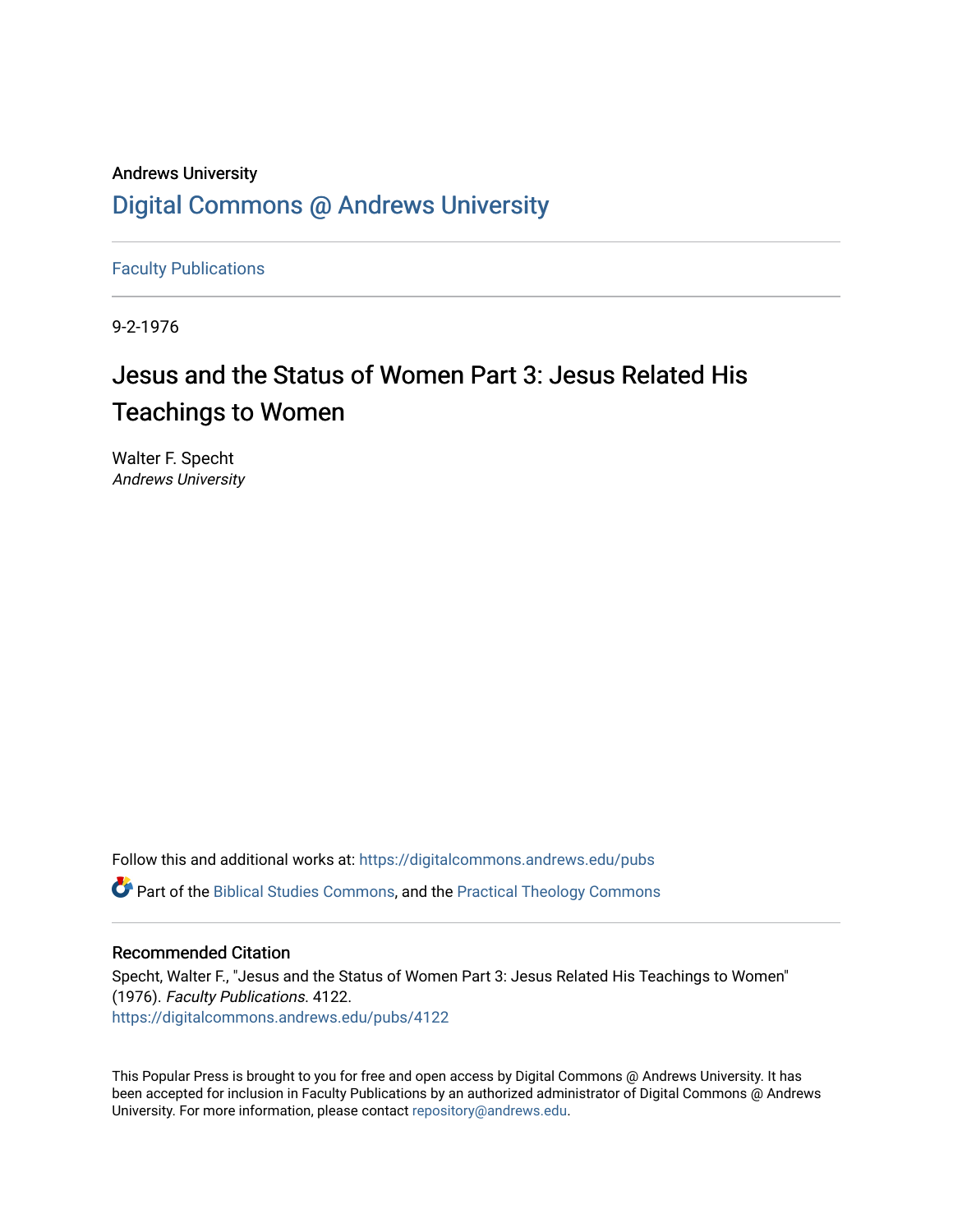Andrews University

# Digital Commons @ Andrews University

Faculty Publications

9-2-1976

# Jesus and the Status of Women Part 3: Jesus Related His Teachings to Women

Walter F. Specht
*Andrews University*

Follow this and additional works at: https://digitalcommons.andrews.edu/pubs

Part of the Biblical Studies Commons, and the Practical Theology Commons

## Recommended Citation

Specht, Walter F., "Jesus and the Status of Women Part 3: Jesus Related His Teachings to Women" (1976). *Faculty Publications*. 4122.
https://digitalcommons.andrews.edu/pubs/4122

This Popular Press is brought to you for free and open access by Digital Commons @ Andrews University. It has been accepted for inclusion in Faculty Publications by an authorized administrator of Digital Commons @ Andrews University. For more information, please contact repository@andrews.edu.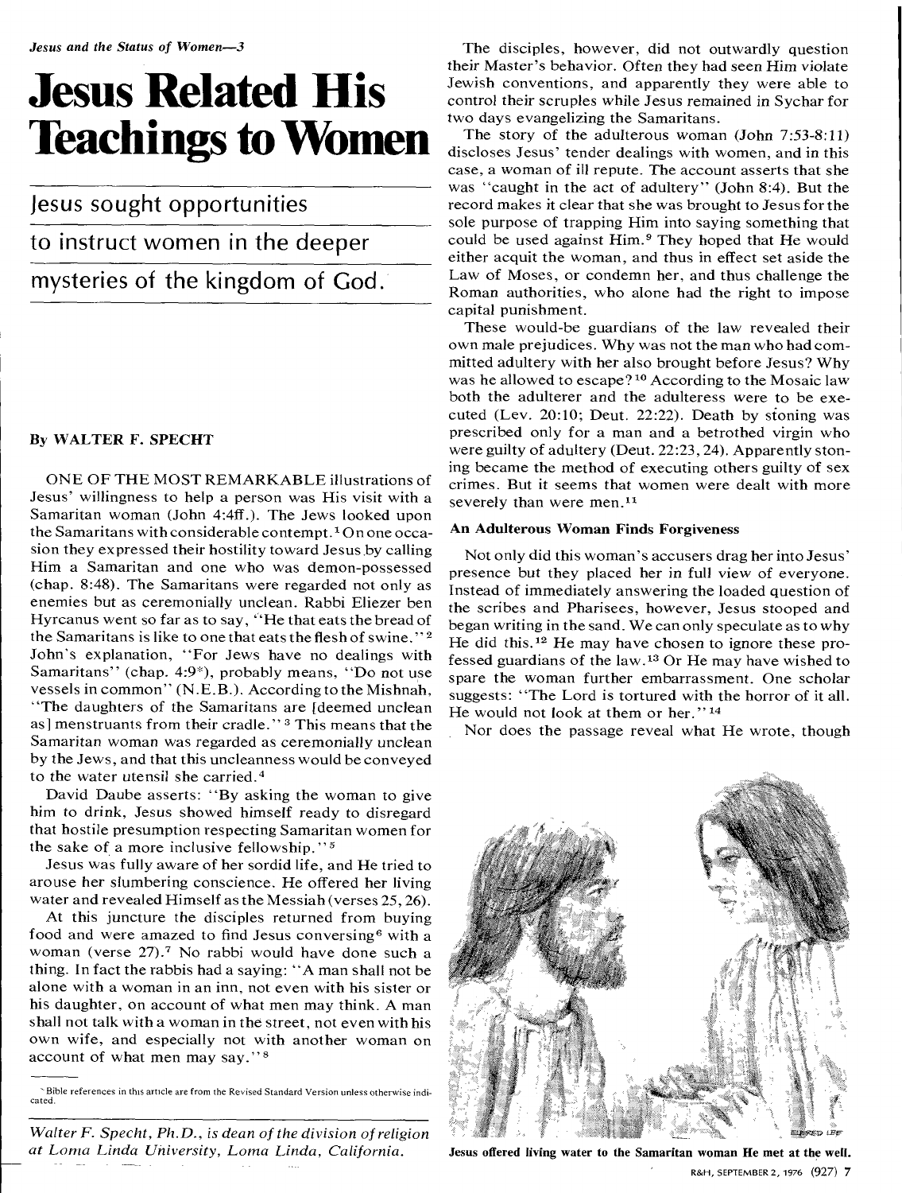*Jesus and the Status of Women—3*

# Jesus Related His Teachings to Women

## Jesus sought opportunities to instruct women in the deeper mysteries of the kingdom of God.

**By WALTER F. SPECHT**

ONE OF THE MOST REMARKABLE illustrations of Jesus' willingness to help a person was His visit with a Samaritan woman (John 4:4ff.). The Jews looked upon the Samaritans with considerable contempt.[1] On one occasion they expressed their hostility toward Jesus by calling Him a Samaritan and one who was demon-possessed (chap. 8:48). The Samaritans were regarded not only as enemies but as ceremonially unclean. Rabbi Eliezer ben Hyrcanus went so far as to say, "He that eats the bread of the Samaritans is like to one that eats the flesh of swine."[2] John's explanation, "For Jews have no dealings with Samaritans" (chap. 4:9*), probably means, "Do not use vessels in common" (N.E.B.). According to the Mishnah, "The daughters of the Samaritans are [deemed unclean as] menstruants from their cradle."[3] This means that the Samaritan woman was regarded as ceremonially unclean by the Jews, and that this uncleanness would be conveyed to the water utensil she carried.[4]

David Daube asserts: "By asking the woman to give him to drink, Jesus showed himself ready to disregard that hostile presumption respecting Samaritan women for the sake of a more inclusive fellowship."[5]

Jesus was fully aware of her sordid life, and He tried to arouse her slumbering conscience. He offered her living water and revealed Himself as the Messiah (verses 25, 26).

At this juncture the disciples returned from buying food and were amazed to find Jesus conversing[6] with a woman (verse 27).[7] No rabbi would have done such a thing. In fact the rabbis had a saying: "A man shall not be alone with a woman in an inn, not even with his sister or his daughter, on account of what men may think. A man shall not talk with a woman in the street, not even with his own wife, and especially not with another woman on account of what men may say."[8]

The disciples, however, did not outwardly question their Master's behavior. Often they had seen Him violate Jewish conventions, and apparently they were able to control their scruples while Jesus remained in Sychar for two days evangelizing the Samaritans.

The story of the adulterous woman (John 7:53-8:11) discloses Jesus' tender dealings with women, and in this case, a woman of ill repute. The account asserts that she was "caught in the act of adultery" (John 8:4). But the record makes it clear that she was brought to Jesus for the sole purpose of trapping Him into saying something that could be used against Him.[9] They hoped that He would either acquit the woman, and thus in effect set aside the Law of Moses, or condemn her, and thus challenge the Roman authorities, who alone had the right to impose capital punishment.

These would-be guardians of the law revealed their own male prejudices. Why was not the man who had committed adultery with her also brought before Jesus? Why was he allowed to escape?[10] According to the Mosaic law both the adulterer and the adulteress were to be executed (Lev. 20:10; Deut. 22:22). Death by stoning was prescribed only for a man and a betrothed virgin who were guilty of adultery (Deut. 22:23, 24). Apparently stoning became the method of executing others guilty of sex crimes. But it seems that women were dealt with more severely than were men.[11]

### An Adulterous Woman Finds Forgiveness

Not only did this woman's accusers drag her into Jesus' presence but they placed her in full view of everyone. Instead of immediately answering the loaded question of the scribes and Pharisees, however, Jesus stooped and began writing in the sand. We can only speculate as to why He did this.[12] He may have chosen to ignore these professed guardians of the law.[13] Or He may have wished to spare the woman further embarrassment. One scholar suggests: "The Lord is tortured with the horror of it all. He would not look at them or her."[14]

Nor does the passage reveal what He wrote, though

Jesus offered living water to the Samaritan woman He met at the well.

\* Bible references in this article are from the Revised Standard Version unless otherwise indicated.

*Walter F. Specht, Ph.D., is dean of the division of religion at Loma Linda University, Loma Linda, California.*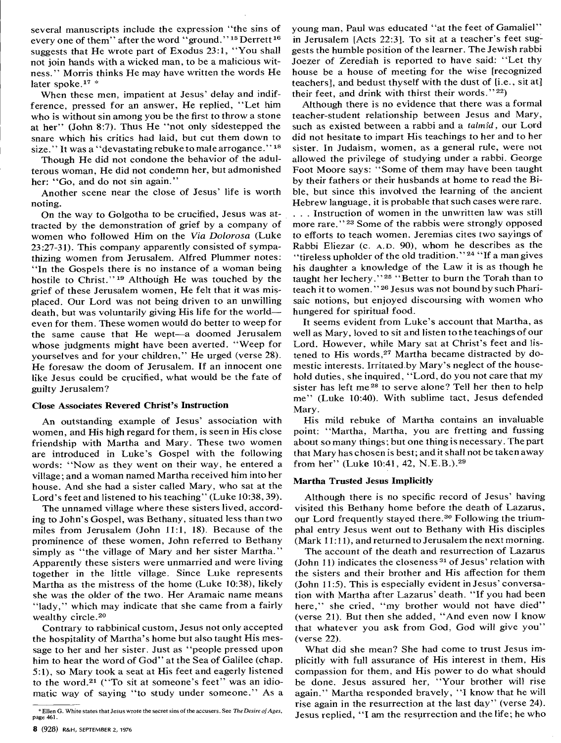several manuscripts include the expression "the sins of every one of them" after the word "ground."[15] Derrett[16] suggests that He wrote part of Exodus 23:1, "You shall not join hands with a wicked man, to be a malicious witness." Morris thinks He may have written the words He later spoke.[17] *

When these men, impatient at Jesus' delay and indifference, pressed for an answer, He replied, "Let him who is without sin among you be the first to throw a stone at her" (John 8:7). Thus He "not only sidestepped the snare which his critics had laid, but cut them down to size." It was a "devastating rebuke to male arrogance."[18]

Though He did not condone the behavior of the adulterous woman, He did not condemn her, but admonished her: "Go, and do not sin again."

Another scene near the close of Jesus' life is worth noting.

On the way to Golgotha to be crucified, Jesus was attracted by the demonstration of grief by a company of women who followed Him on the *Via Dolorosa* (Luke 23:27-31). This company apparently consisted of sympathizing women from Jerusalem. Alfred Plummer notes: "In the Gospels there is no instance of a woman being hostile to Christ."[19] Although He was touched by the grief of these Jerusalem women, He felt that it was misplaced. Our Lord was not being driven to an unwilling death, but was voluntarily giving His life for the world—even for them. These women would do better to weep for the same cause that He wept—a doomed Jerusalem whose judgments might have been averted. "Weep for yourselves and for your children," He urged (verse 28). He foresaw the doom of Jerusalem. If an innocent one like Jesus could be crucified, what would be the fate of guilty Jerusalem?

### Close Associates Revered Christ's Instruction

An outstanding example of Jesus' association with women, and His high regard for them, is seen in His close friendship with Martha and Mary. These two women are introduced in Luke's Gospel with the following words: "Now as they went on their way, he entered a village; and a woman named Martha received him into her house. And she had a sister called Mary, who sat at the Lord's feet and listened to his teaching" (Luke 10:38, 39).

The unnamed village where these sisters lived, according to John's Gospel, was Bethany, situated less than two miles from Jerusalem (John 11:1, 18). Because of the prominence of these women, John referred to Bethany simply as "the village of Mary and her sister Martha." Apparently these sisters were unmarried and were living together in the little village. Since Luke represents Martha as the mistress of the home (Luke 10:38), likely she was the older of the two. Her Aramaic name means "lady," which may indicate that she came from a fairly wealthy circle.[20]

Contrary to rabbinical custom, Jesus not only accepted the hospitality of Martha's home but also taught His message to her and her sister. Just as "people pressed upon him to hear the word of God" at the Sea of Galilee (chap. 5:1), so Mary took a seat at His feet and eagerly listened to the word.[21] ("To sit at someone's feet" was an idiomatic way of saying "to study under someone." As a young man, Paul was educated "at the feet of Gamaliel" in Jerusalem [Acts 22:3]. To sit at a teacher's feet suggests the humble position of the learner. The Jewish rabbi Joezer of Zerediah is reported to have said: "Let thy house be a house of meeting for the wise [recognized teachers], and bedust thyself with the dust of [i.e., sit at] their feet, and drink with thirst their words."[22])

Although there is no evidence that there was a formal teacher-student relationship between Jesus and Mary, such as existed between a rabbi and a *talmîd*, our Lord did not hesitate to impart His teachings to her and to her sister. In Judaism, women, as a general rule, were not allowed the privilege of studying under a rabbi. George Foot Moore says: "Some of them may have been taught by their fathers or their husbands at home to read the Bible, but since this involved the learning of the ancient Hebrew language, it is probable that such cases were rare. . . . Instruction of women in the unwritten law was still more rare."[23] Some of the rabbis were strongly opposed to efforts to teach women. Jeremias cites two sayings of Rabbi Eliezar (c. A.D. 90), whom he describes as the "tireless upholder of the old tradition."[24] "If a man gives his daughter a knowledge of the Law it is as though he taught her lechery."[25] "Better to burn the Torah than to teach it to women."[26] Jesus was not bound by such Pharisaic notions, but enjoyed discoursing with women who hungered for spiritual food.

It seems evident from Luke's account that Martha, as well as Mary, loved to sit and listen to the teachings of our Lord. However, while Mary sat at Christ's feet and listened to His words,[27] Martha became distracted by domestic interests. Irritated by Mary's neglect of the household duties, she inquired, "Lord, do you not care that my sister has left me[28] to serve alone? Tell her then to help me" (Luke 10:40). With sublime tact, Jesus defended Mary.

His mild rebuke of Martha contains an invaluable point: "Martha, Martha, you are fretting and fussing about so many things; but one thing is necessary. The part that Mary has chosen is best; and it shall not be taken away from her" (Luke 10:41, 42, N.E.B.).[29]

### Martha Trusted Jesus Implicitly

Although there is no specific record of Jesus' having visited this Bethany home before the death of Lazarus, our Lord frequently stayed there.[30] Following the triumphal entry Jesus went out to Bethany with His disciples (Mark 11:11), and returned to Jerusalem the next morning.

The account of the death and resurrection of Lazarus (John 11) indicates the closeness[31] of Jesus' relation with the sisters and their brother and His affection for them (John 11:5). This is especially evident in Jesus' conversation with Martha after Lazarus' death. "If you had been here," she cried, "my brother would not have died" (verse 21). But then she added, "And even now I know that whatever you ask from God, God will give you" (verse 22).

What did she mean? She had come to trust Jesus implicitly with full assurance of His interest in them, His compassion for them, and His power to do what should be done. Jesus assured her, "Your brother will rise again." Martha responded bravely, "I know that he will rise again in the resurrection at the last day" (verse 24). Jesus replied, "I am the resurrection and the life; he who

---

* Ellen G. White states that Jesus wrote the secret sins of the accusers. See *The Desire of Ages*, page 461.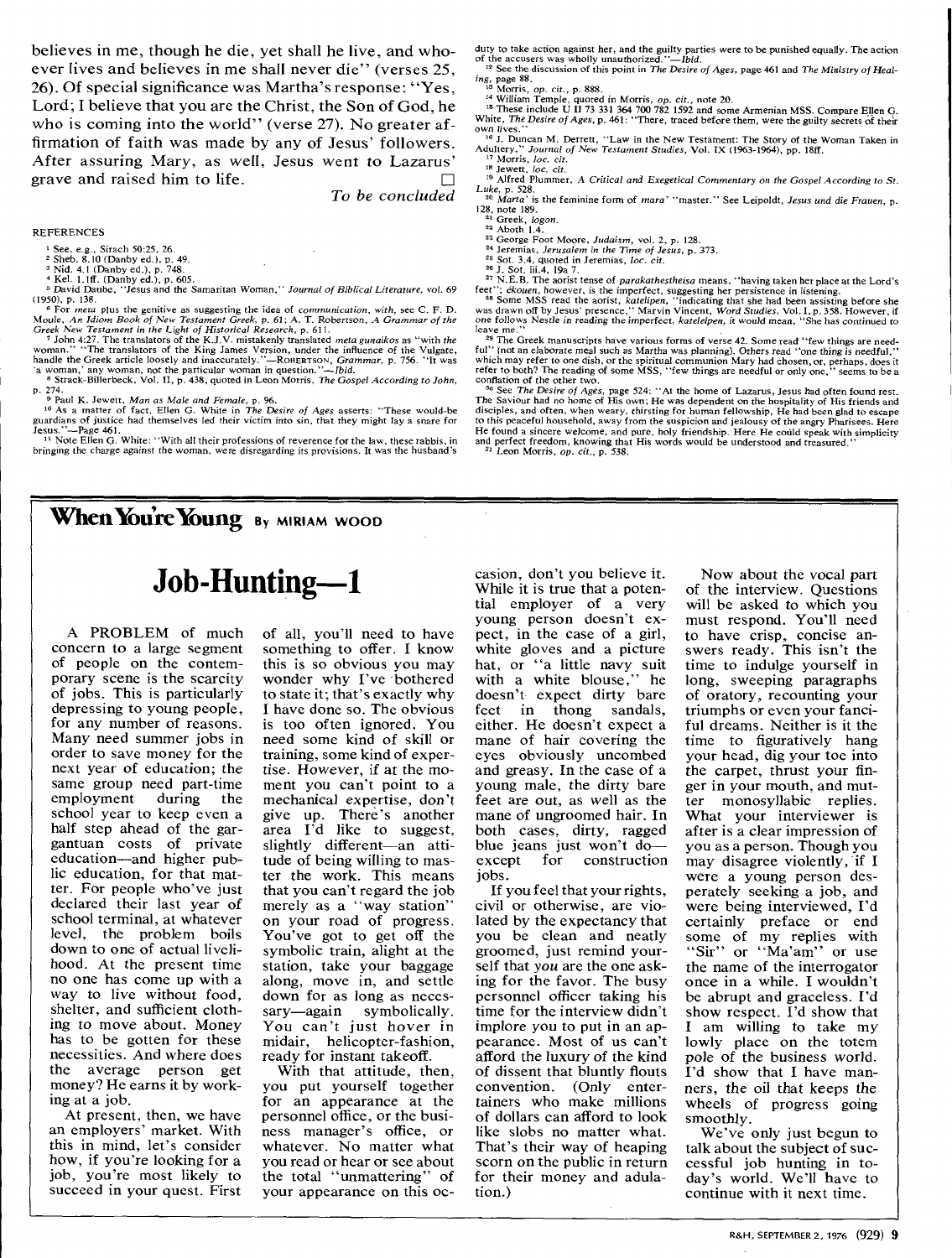believes in me, though he die, yet shall he live, and whoever lives and believes in me shall never die" (verses 25, 26). Of special significance was Martha's response: "Yes, Lord; I believe that you are the Christ, the Son of God, he who is coming into the world" (verse 27). No greater affirmation of faith was made by any of Jesus' followers. After assuring Mary, as well, Jesus went to Lazarus' grave and raised him to life. □

*To be concluded*

REFERENCES

[1] See, e.g., Sirach 50:25, 26.
[2] Sheb. 8.10 (Danby ed.), p. 49.
[3] Nid. 4.1 (Danby ed.), p. 748.
[4] Kel. 1.1ff. (Danby ed.), p. 605.
[5] David Daube, "Jesus and the Samaritan Woman," *Journal of Biblical Literature*, vol. 69 (1950), p. 138.
[6] For *meta* plus the genitive as suggesting the idea of *communication, with*, see C. F. D. Moule, *An Idiom Book of New Testament Greek*, p. 61; A. T. Robertson, *A Grammar of the Greek New Testament in the Light of Historical Research*, p. 611.
[7] John 4:27. The translators of the K.J.V. mistakenly translated *meta gunaikos* as "with *the* woman." "The translators of the King James Version, under the influence of the Vulgate, handle the Greek article loosely and inaccurately."—ROBERTSON, *Grammar*, p. 756. "It was 'a woman,' any woman, not the particular woman in question."—*Ibid.*
[8] Strack-Billerbeck, Vol. II, p. 438, quoted in Leon Morris, *The Gospel According to John*, p. 274.
[9] Paul K. Jewett, *Man as Male and Female*, p. 96.
[10] As a matter of fact, Ellen G. White in *The Desire of Ages* asserts: "These would-be guardians of justice had themselves led their victim into sin, that they might lay a snare for Jesus."—Page 461.
[11] Note Ellen G. White: "With all their professions of reverence for the law, these rabbis, in bringing the charge against the woman, were disregarding its provisions. It was the husband's duty to take action against her, and the guilty parties were to be punished equally. The action of the accusers was wholly unauthorized."—*Ibid.*
[12] See the discussion of this point in *The Desire of Ages*, page 461 and *The Ministry of Healing*, page 88.
[13] Morris, *op. cit.*, p. 888.
[14] William Temple, quoted in Morris, *op. cit.*, note 20.
[15] These include U II 73 331 364 700 782 1592 and some Armenian MSS. Compare Ellen G. White, *The Desire of Ages*, p. 461: "There, traced before them, were the guilty secrets of their own lives."
[16] J. Duncan M. Derrett, "Law in the New Testament: The Story of the Woman Taken in Adultery," *Journal of New Testament Studies*, Vol. IX (1963-1964), pp. 18ff.
[17] Morris, *loc. cit.*
[18] Jewett, *loc. cit.*
[19] Alfred Plummer, *A Critical and Exegetical Commentary on the Gospel According to St. Luke*, p. 528.
[20] *Marta'* is the feminine form of *mara'* "master." See Leipoldt, *Jesus und die Frauen*, p. 128, note 189.
[21] Greek, *logon*.
[22] Aboth 1.4.
[23] George Foot Moore, *Judaism*, vol. 2, p. 128.
[24] Jeremias, *Jerusalem in the Time of Jesus*, p. 373.
[25] Sot. 3.4, quoted in Jeremias, *loc. cit.*
[26] J. Sot. iii.4, 19a 7.
[27] N.E.B. The aorist tense of *parakathestheisa* means, "having taken her place at the Lord's feet"; *ēkouen*, however, is the imperfect, suggesting her persistence in listening.
[28] Some MSS read the aorist, *katelipen*, "indicating that she had been assisting before she was drawn off by Jesus' presence," Marvin Vincent, *Word Studies*, Vol. I, p. 358. However, if one follows Nestle in reading the imperfect, *katelelpen*, it would mean, "She has continued to leave me."
[29] The Greek manuscripts have various forms of verse 42. Some read "few things are needful" (not an elaborate meal such as Martha was planning). Others read "one *thing* is needful," which may refer to one dish, or the spiritual communion Mary had chosen, or, perhaps, does it refer to both? The reading of some MSS, "few things are needful or only one," seems to be a conflation of the other two.
[30] See *The Desire of Ages*, page 524: "At the home of Lazarus, Jesus had often found rest. The Saviour had no home of His own; He was dependent on the hospitality of His friends and disciples, and often, when weary, thirsting for human fellowship, He had been glad to escape to this peaceful household, away from the suspicion and jealousy of the angry Pharisees. Here He found a sincere welcome, and pure, holy friendship. Here He could speak with simplicity and perfect freedom, knowing that His words would be understood and treasured."
[31] Leon Morris, *op. cit.*, p. 538.

---

**When You're Young** By MIRIAM WOOD

# Job-Hunting—1

A PROBLEM of much concern to a large segment of people on the contemporary scene is the scarcity of jobs. This is particularly depressing to young people, for any number of reasons. Many need summer jobs in order to save money for the next year of education; the same group need part-time employment during the school year to keep even a half step ahead of the gargantuan costs of private education—and higher public education, for that matter. For people who've just declared their last year of school terminal, at whatever level, the problem boils down to one of actual livelihood. At the present time no one has come up with a way to live without food, shelter, and sufficient clothing to move about. Money has to be gotten for these necessities. And where does the average person get money? He earns it by working at a job.

At present, then, we have an employers' market. With this in mind, let's consider how, if you're looking for a job, you're most likely to succeed in your quest. First of all, you'll need to have something to offer. I know this is so obvious you may wonder why I've bothered to state it; that's exactly why I have done so. The obvious is too often ignored. You need some kind of skill or training, some kind of expertise. However, if at the moment you can't point to a mechanical expertise, don't give up. There's another area I'd like to suggest, slightly different—an attitude of being willing to master the work. This means that you can't regard the job merely as a "way station" on your road of progress. You've got to get off the symbolic train, alight at the station, take your baggage along, move in, and settle down for as long as necessary—again symbolically. You can't just hover in midair, helicopter-fashion, ready for instant takeoff.

With that attitude, then, you put yourself together for an appearance at the personnel office, or the business manager's office, or whatever. No matter what you read or hear or see about the total "unmattering" of your appearance on this occasion, don't you believe it. While it is true that a potential employer of a very young person doesn't expect, in the case of a girl, white gloves and a picture hat, or "a little navy suit with a white blouse," he doesn't expect dirty bare feet in thong sandals, either. He doesn't expect a mane of hair covering the eyes obviously uncombed and greasy. In the case of a young male, the dirty bare feet are out, as well as the mane of ungroomed hair. In both cases, dirty, ragged blue jeans just won't do—except for construction jobs.

If you feel that your rights, civil or otherwise, are violated by the expectancy that you be clean and neatly groomed, just remind yourself that *you* are the one asking for the favor. The busy personnel officer taking his time for the interview didn't implore you to put in an appearance. Most of us can't afford the luxury of the kind of dissent that bluntly flouts convention. (Only entertainers who make millions of dollars can afford to look like slobs no matter what. That's their way of heaping scorn on the public in return for their money and adulation.)

Now about the vocal part of the interview. Questions will be asked to which you must respond. You'll need to have crisp, concise answers ready. This isn't the time to indulge yourself in long, sweeping paragraphs of oratory, recounting your triumphs or even your fanciful dreams. Neither is it the time to figuratively hang your head, dig your toe into the carpet, thrust your finger in your mouth, and mutter monosyllabic replies. What your interviewer is after is a clear impression of you as a person. Though you may disagree violently, if I were a young person desperately seeking a job, and were being interviewed, I'd certainly preface or end some of my replies with "Sir" or "Ma'am" or use the name of the interrogator once in a while. I wouldn't be abrupt and graceless. I'd show respect. I'd show that I am willing to take my lowly place on the totem pole of the business world. I'd show that I have manners, the oil that keeps the wheels of progress going smoothly.

We've only just begun to talk about the subject of successful job hunting in today's world. We'll have to continue with it next time.